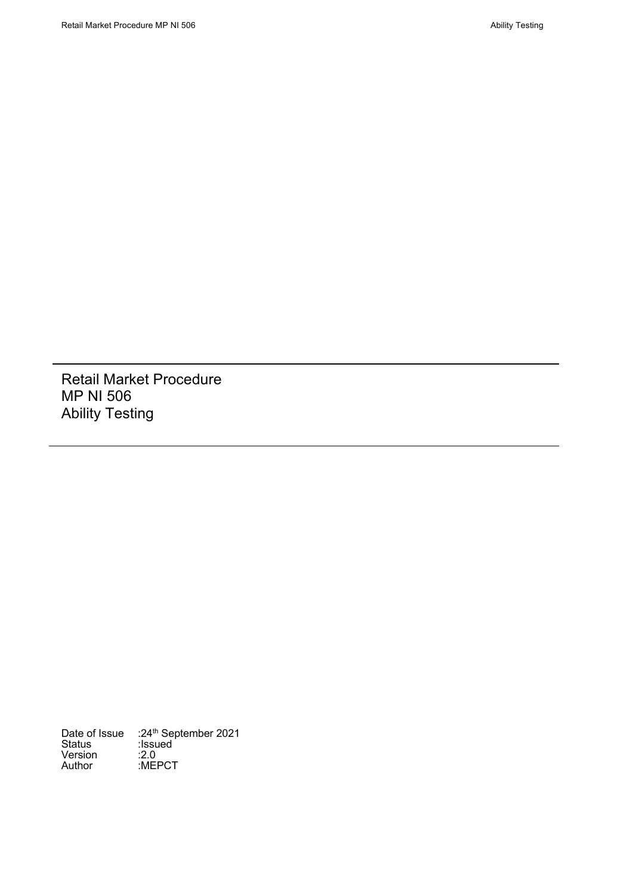# Retail Market Procedure
# MP NI 506
# Ability Testing

| | |
|---|---|
| Date of Issue | :24th September 2021 |
| Status | :Issued |
| Version | :2.0 |
| Author | :MEPCT |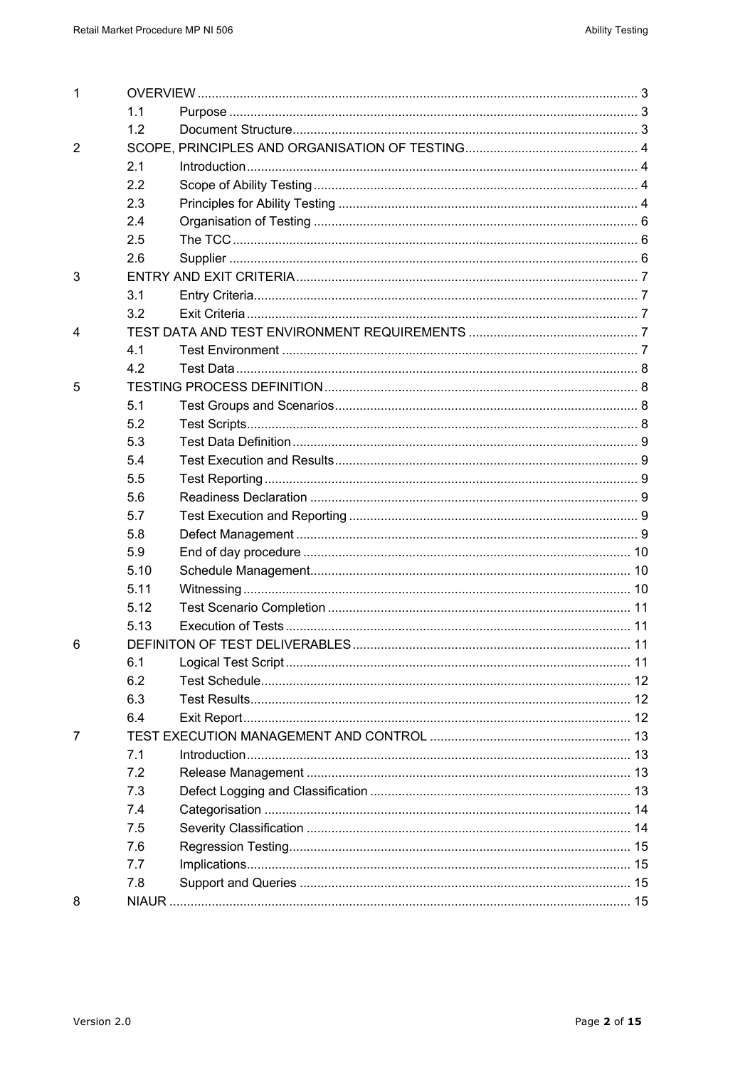| | | | |
|---|---|---|---|
| 1 | OVERVIEW | | 3 |
| | 1.1 | Purpose | 3 |
| | 1.2 | Document Structure | 3 |
| 2 | SCOPE, PRINCIPLES AND ORGANISATION OF TESTING | | 4 |
| | 2.1 | Introduction | 4 |
| | 2.2 | Scope of Ability Testing | 4 |
| | 2.3 | Principles for Ability Testing | 4 |
| | 2.4 | Organisation of Testing | 6 |
| | 2.5 | The TCC | 6 |
| | 2.6 | Supplier | 6 |
| 3 | ENTRY AND EXIT CRITERIA | | 7 |
| | 3.1 | Entry Criteria | 7 |
| | 3.2 | Exit Criteria | 7 |
| 4 | TEST DATA AND TEST ENVIRONMENT REQUIREMENTS | | 7 |
| | 4.1 | Test Environment | 7 |
| | 4.2 | Test Data | 8 |
| 5 | TESTING PROCESS DEFINITION | | 8 |
| | 5.1 | Test Groups and Scenarios | 8 |
| | 5.2 | Test Scripts | 8 |
| | 5.3 | Test Data Definition | 9 |
| | 5.4 | Test Execution and Results | 9 |
| | 5.5 | Test Reporting | 9 |
| | 5.6 | Readiness Declaration | 9 |
| | 5.7 | Test Execution and Reporting | 9 |
| | 5.8 | Defect Management | 9 |
| | 5.9 | End of day procedure | 10 |
| | 5.10 | Schedule Management | 10 |
| | 5.11 | Witnessing | 10 |
| | 5.12 | Test Scenario Completion | 11 |
| | 5.13 | Execution of Tests | 11 |
| 6 | DEFINITON OF TEST DELIVERABLES | | 11 |
| | 6.1 | Logical Test Script | 11 |
| | 6.2 | Test Schedule | 12 |
| | 6.3 | Test Results | 12 |
| | 6.4 | Exit Report | 12 |
| 7 | TEST EXECUTION MANAGEMENT AND CONTROL | | 13 |
| | 7.1 | Introduction | 13 |
| | 7.2 | Release Management | 13 |
| | 7.3 | Defect Logging and Classification | 13 |
| | 7.4 | Categorisation | 14 |
| | 7.5 | Severity Classification | 14 |
| | 7.6 | Regression Testing | 15 |
| | 7.7 | Implications | 15 |
| | 7.8 | Support and Queries | 15 |
| 8 | NIAUR | | 15 |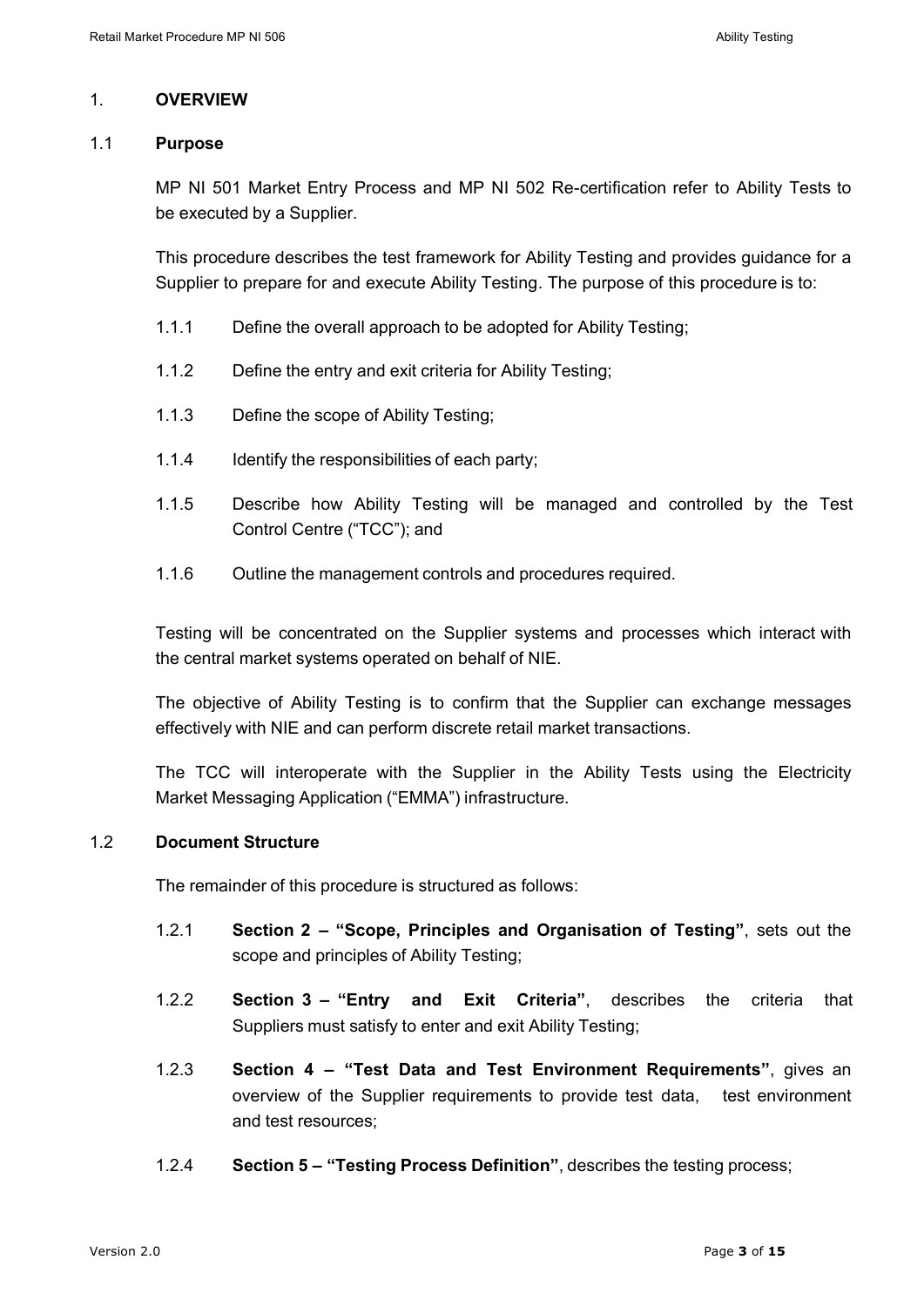## 1. OVERVIEW

### 1.1 Purpose

MP NI 501 Market Entry Process and MP NI 502 Re-certification refer to Ability Tests to be executed by a Supplier.

This procedure describes the test framework for Ability Testing and provides guidance for a Supplier to prepare for and execute Ability Testing. The purpose of this procedure is to:

1.1.1 Define the overall approach to be adopted for Ability Testing;

1.1.2 Define the entry and exit criteria for Ability Testing;

1.1.3 Define the scope of Ability Testing;

1.1.4 Identify the responsibilities of each party;

1.1.5 Describe how Ability Testing will be managed and controlled by the Test Control Centre ("TCC"); and

1.1.6 Outline the management controls and procedures required.

Testing will be concentrated on the Supplier systems and processes which interact with the central market systems operated on behalf of NIE.

The objective of Ability Testing is to confirm that the Supplier can exchange messages effectively with NIE and can perform discrete retail market transactions.

The TCC will interoperate with the Supplier in the Ability Tests using the Electricity Market Messaging Application ("EMMA") infrastructure.

### 1.2 Document Structure

The remainder of this procedure is structured as follows:

1.2.1 **Section 2 – "Scope, Principles and Organisation of Testing"**, sets out the scope and principles of Ability Testing;

1.2.2 **Section 3 – "Entry and Exit Criteria"**, describes the criteria that Suppliers must satisfy to enter and exit Ability Testing;

1.2.3 **Section 4 – "Test Data and Test Environment Requirements"**, gives an overview of the Supplier requirements to provide test data, test environment and test resources;

1.2.4 **Section 5 – "Testing Process Definition"**, describes the testing process;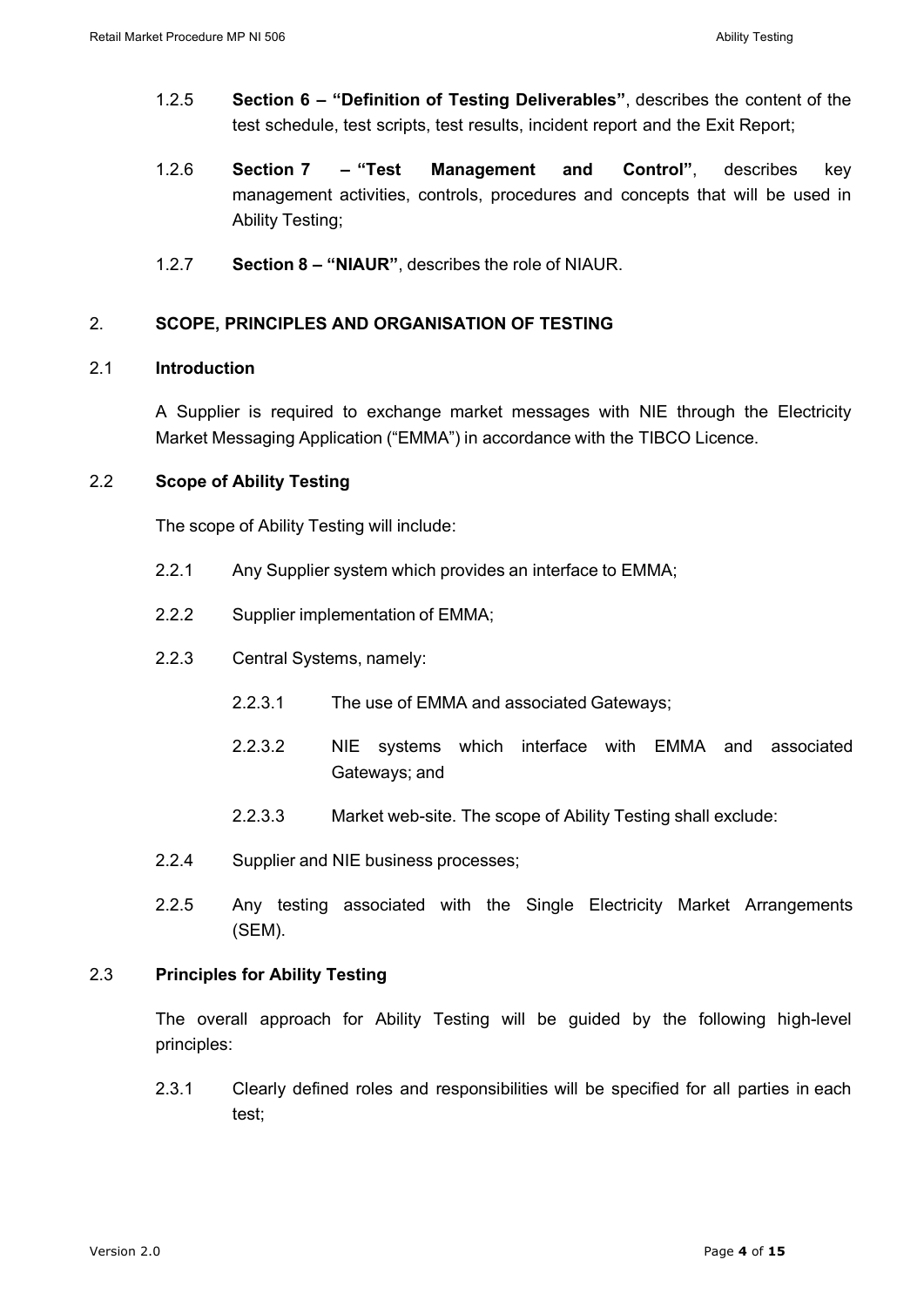1.2.5 **Section 6 – "Definition of Testing Deliverables"**, describes the content of the test schedule, test scripts, test results, incident report and the Exit Report;

1.2.6 **Section 7 – "Test Management and Control"**, describes key management activities, controls, procedures and concepts that will be used in Ability Testing;

1.2.7 **Section 8 – "NIAUR"**, describes the role of NIAUR.

## 2. SCOPE, PRINCIPLES AND ORGANISATION OF TESTING

### 2.1 Introduction

A Supplier is required to exchange market messages with NIE through the Electricity Market Messaging Application ("EMMA") in accordance with the TIBCO Licence.

### 2.2 Scope of Ability Testing

The scope of Ability Testing will include:

2.2.1 Any Supplier system which provides an interface to EMMA;

2.2.2 Supplier implementation of EMMA;

2.2.3 Central Systems, namely:

2.2.3.1 The use of EMMA and associated Gateways;

2.2.3.2 NIE systems which interface with EMMA and associated Gateways; and

2.2.3.3 Market web-site. The scope of Ability Testing shall exclude:

2.2.4 Supplier and NIE business processes;

2.2.5 Any testing associated with the Single Electricity Market Arrangements (SEM).

### 2.3 Principles for Ability Testing

The overall approach for Ability Testing will be guided by the following high-level principles:

2.3.1 Clearly defined roles and responsibilities will be specified for all parties in each test;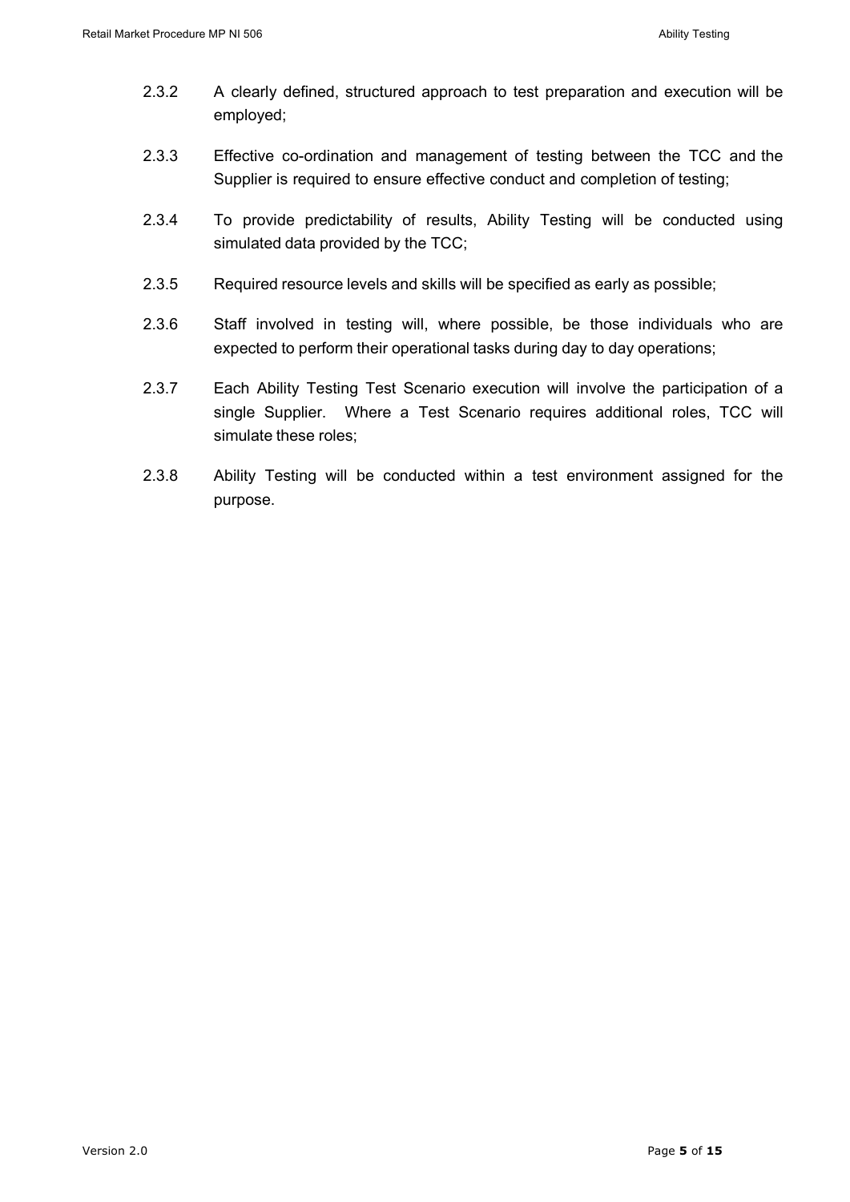2.3.2 A clearly defined, structured approach to test preparation and execution will be employed;

2.3.3 Effective co-ordination and management of testing between the TCC and the Supplier is required to ensure effective conduct and completion of testing;

2.3.4 To provide predictability of results, Ability Testing will be conducted using simulated data provided by the TCC;

2.3.5 Required resource levels and skills will be specified as early as possible;

2.3.6 Staff involved in testing will, where possible, be those individuals who are expected to perform their operational tasks during day to day operations;

2.3.7 Each Ability Testing Test Scenario execution will involve the participation of a single Supplier. Where a Test Scenario requires additional roles, TCC will simulate these roles;

2.3.8 Ability Testing will be conducted within a test environment assigned for the purpose.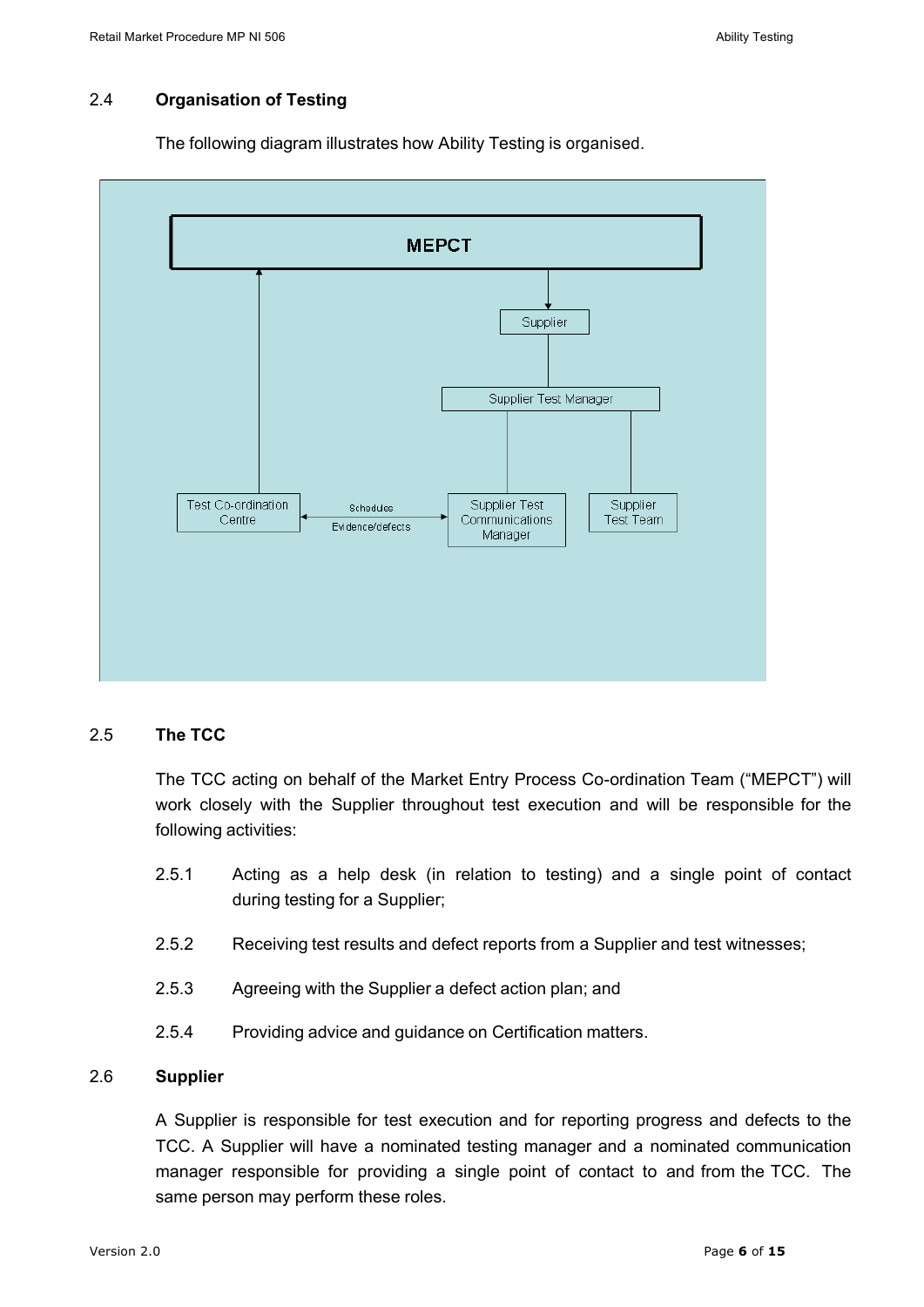## 2.4 Organisation of Testing

The following diagram illustrates how Ability Testing is organised.

MEPCT

Supplier

Supplier Test Manager

Test Co-ordination Centre

Schedules

Evidence/defects

Supplier Test Communications Manager

Supplier Test Team

## 2.5 The TCC

The TCC acting on behalf of the Market Entry Process Co-ordination Team ("MEPCT") will work closely with the Supplier throughout test execution and will be responsible for the following activities:

2.5.1 Acting as a help desk (in relation to testing) and a single point of contact during testing for a Supplier;

2.5.2 Receiving test results and defect reports from a Supplier and test witnesses;

2.5.3 Agreeing with the Supplier a defect action plan; and

2.5.4 Providing advice and guidance on Certification matters.

## 2.6 Supplier

A Supplier is responsible for test execution and for reporting progress and defects to the TCC. A Supplier will have a nominated testing manager and a nominated communication manager responsible for providing a single point of contact to and from the TCC. The same person may perform these roles.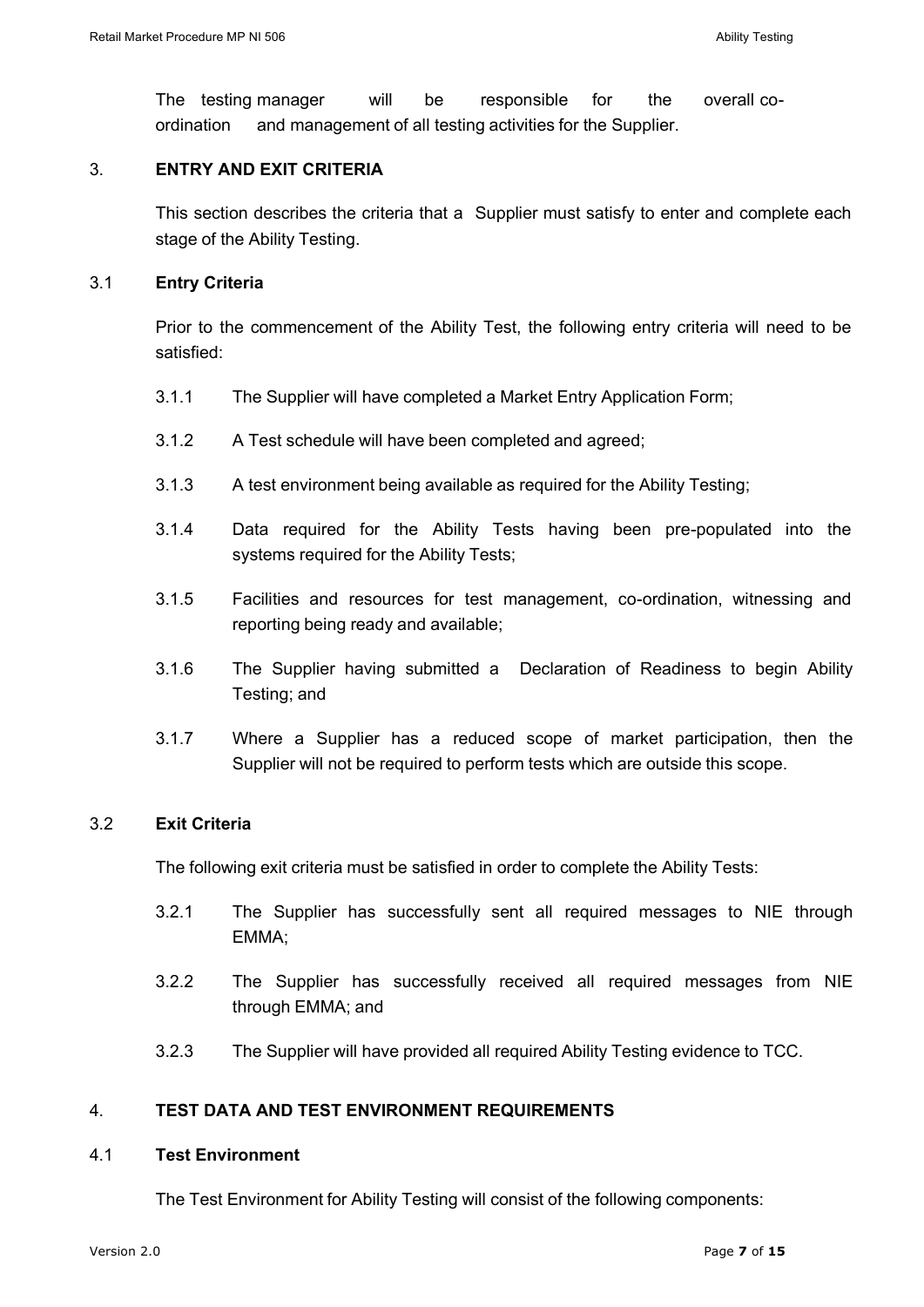The testing manager will be responsible for the overall co-ordination and management of all testing activities for the Supplier.

## 3. ENTRY AND EXIT CRITERIA

This section describes the criteria that a Supplier must satisfy to enter and complete each stage of the Ability Testing.

### 3.1 Entry Criteria

Prior to the commencement of the Ability Test, the following entry criteria will need to be satisfied:

3.1.1 The Supplier will have completed a Market Entry Application Form;

3.1.2 A Test schedule will have been completed and agreed;

3.1.3 A test environment being available as required for the Ability Testing;

3.1.4 Data required for the Ability Tests having been pre-populated into the systems required for the Ability Tests;

3.1.5 Facilities and resources for test management, co-ordination, witnessing and reporting being ready and available;

3.1.6 The Supplier having submitted a Declaration of Readiness to begin Ability Testing; and

3.1.7 Where a Supplier has a reduced scope of market participation, then the Supplier will not be required to perform tests which are outside this scope.

### 3.2 Exit Criteria

The following exit criteria must be satisfied in order to complete the Ability Tests:

3.2.1 The Supplier has successfully sent all required messages to NIE through EMMA;

3.2.2 The Supplier has successfully received all required messages from NIE through EMMA; and

3.2.3 The Supplier will have provided all required Ability Testing evidence to TCC.

## 4. TEST DATA AND TEST ENVIRONMENT REQUIREMENTS

### 4.1 Test Environment

The Test Environment for Ability Testing will consist of the following components: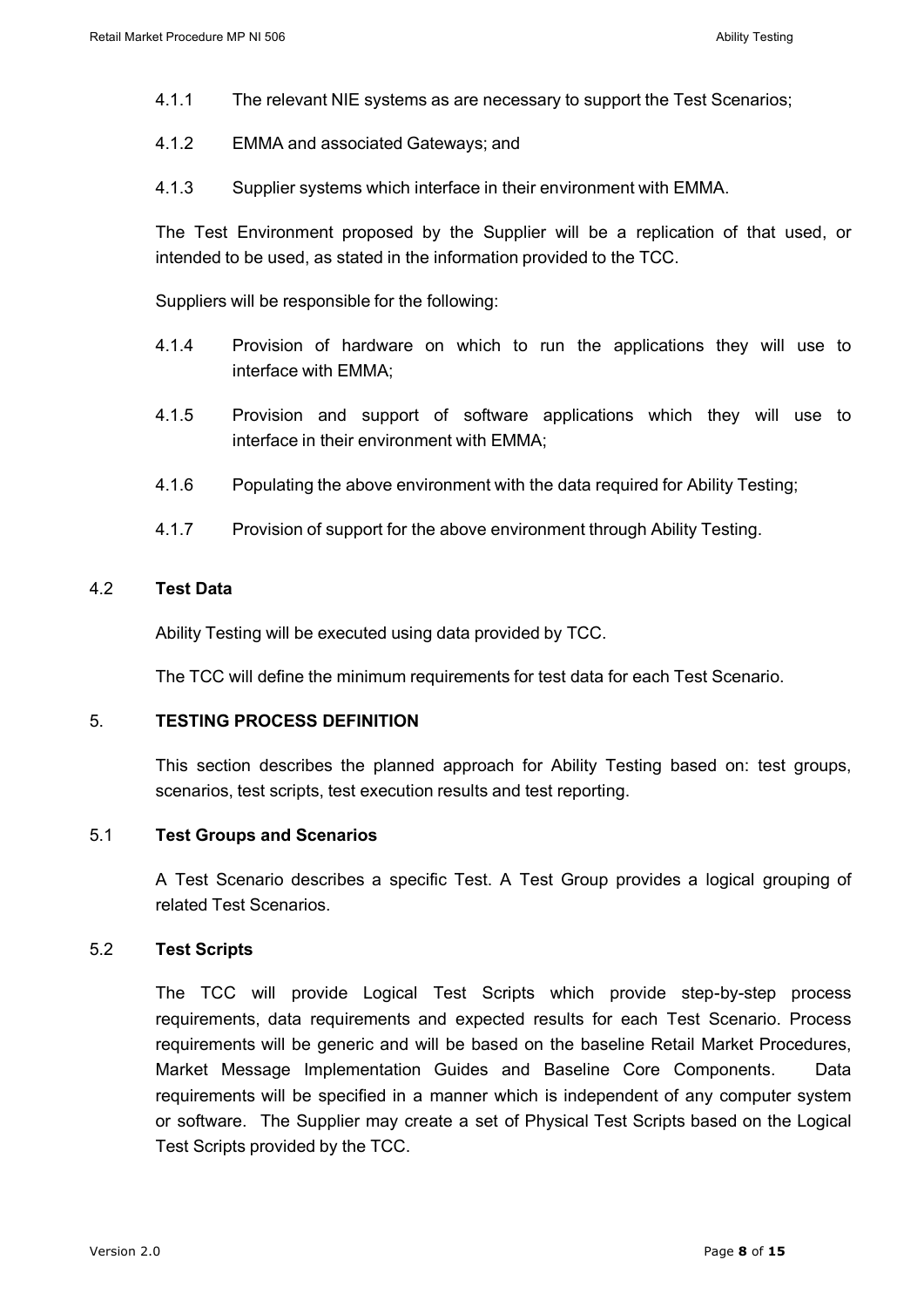4.1.1 The relevant NIE systems as are necessary to support the Test Scenarios;

4.1.2 EMMA and associated Gateways; and

4.1.3 Supplier systems which interface in their environment with EMMA.

The Test Environment proposed by the Supplier will be a replication of that used, or intended to be used, as stated in the information provided to the TCC.

Suppliers will be responsible for the following:

4.1.4 Provision of hardware on which to run the applications they will use to interface with EMMA;

4.1.5 Provision and support of software applications which they will use to interface in their environment with EMMA;

4.1.6 Populating the above environment with the data required for Ability Testing;

4.1.7 Provision of support for the above environment through Ability Testing.

### 4.2 Test Data

Ability Testing will be executed using data provided by TCC.

The TCC will define the minimum requirements for test data for each Test Scenario.

## 5. TESTING PROCESS DEFINITION

This section describes the planned approach for Ability Testing based on: test groups, scenarios, test scripts, test execution results and test reporting.

### 5.1 Test Groups and Scenarios

A Test Scenario describes a specific Test. A Test Group provides a logical grouping of related Test Scenarios.

### 5.2 Test Scripts

The TCC will provide Logical Test Scripts which provide step-by-step process requirements, data requirements and expected results for each Test Scenario. Process requirements will be generic and will be based on the baseline Retail Market Procedures, Market Message Implementation Guides and Baseline Core Components. Data requirements will be specified in a manner which is independent of any computer system or software. The Supplier may create a set of Physical Test Scripts based on the Logical Test Scripts provided by the TCC.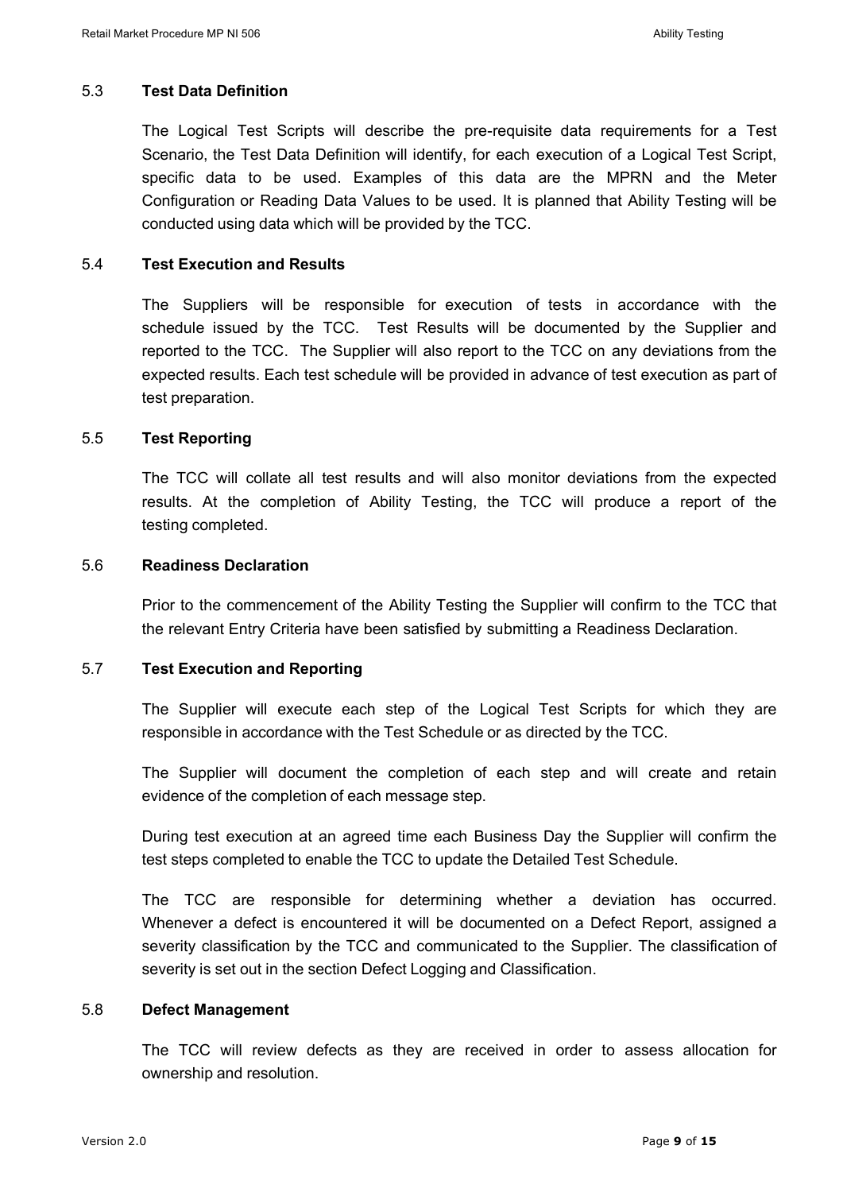### 5.3 **Test Data Definition**

The Logical Test Scripts will describe the pre-requisite data requirements for a Test Scenario, the Test Data Definition will identify, for each execution of a Logical Test Script, specific data to be used. Examples of this data are the MPRN and the Meter Configuration or Reading Data Values to be used. It is planned that Ability Testing will be conducted using data which will be provided by the TCC.

### 5.4 **Test Execution and Results**

The Suppliers will be responsible for execution of tests in accordance with the schedule issued by the TCC. Test Results will be documented by the Supplier and reported to the TCC. The Supplier will also report to the TCC on any deviations from the expected results. Each test schedule will be provided in advance of test execution as part of test preparation.

### 5.5 **Test Reporting**

The TCC will collate all test results and will also monitor deviations from the expected results. At the completion of Ability Testing, the TCC will produce a report of the testing completed.

### 5.6 **Readiness Declaration**

Prior to the commencement of the Ability Testing the Supplier will confirm to the TCC that the relevant Entry Criteria have been satisfied by submitting a Readiness Declaration.

### 5.7 **Test Execution and Reporting**

The Supplier will execute each step of the Logical Test Scripts for which they are responsible in accordance with the Test Schedule or as directed by the TCC.

The Supplier will document the completion of each step and will create and retain evidence of the completion of each message step.

During test execution at an agreed time each Business Day the Supplier will confirm the test steps completed to enable the TCC to update the Detailed Test Schedule.

The TCC are responsible for determining whether a deviation has occurred. Whenever a defect is encountered it will be documented on a Defect Report, assigned a severity classification by the TCC and communicated to the Supplier. The classification of severity is set out in the section Defect Logging and Classification.

### 5.8 **Defect Management**

The TCC will review defects as they are received in order to assess allocation for ownership and resolution.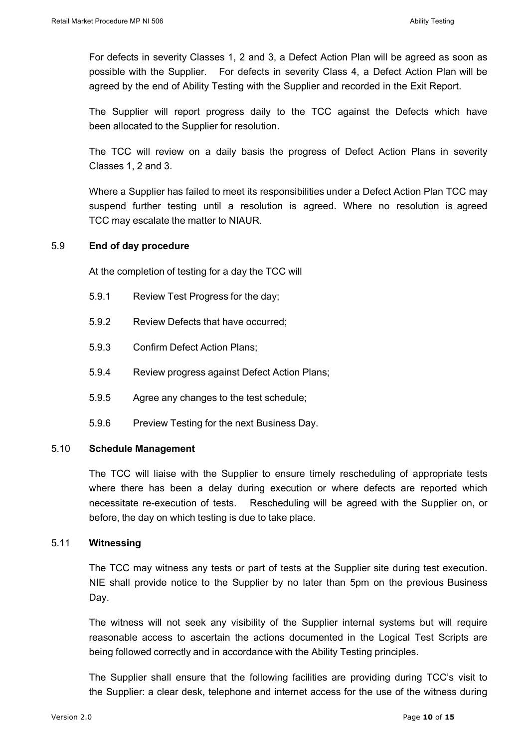For defects in severity Classes 1, 2 and 3, a Defect Action Plan will be agreed as soon as possible with the Supplier. For defects in severity Class 4, a Defect Action Plan will be agreed by the end of Ability Testing with the Supplier and recorded in the Exit Report.

The Supplier will report progress daily to the TCC against the Defects which have been allocated to the Supplier for resolution.

The TCC will review on a daily basis the progress of Defect Action Plans in severity Classes 1, 2 and 3.

Where a Supplier has failed to meet its responsibilities under a Defect Action Plan TCC may suspend further testing until a resolution is agreed. Where no resolution is agreed TCC may escalate the matter to NIAUR.

## 5.9 End of day procedure

At the completion of testing for a day the TCC will

5.9.1 Review Test Progress for the day;

5.9.2 Review Defects that have occurred;

5.9.3 Confirm Defect Action Plans;

5.9.4 Review progress against Defect Action Plans;

5.9.5 Agree any changes to the test schedule;

5.9.6 Preview Testing for the next Business Day.

## 5.10 Schedule Management

The TCC will liaise with the Supplier to ensure timely rescheduling of appropriate tests where there has been a delay during execution or where defects are reported which necessitate re-execution of tests. Rescheduling will be agreed with the Supplier on, or before, the day on which testing is due to take place.

## 5.11 Witnessing

The TCC may witness any tests or part of tests at the Supplier site during test execution. NIE shall provide notice to the Supplier by no later than 5pm on the previous Business Day.

The witness will not seek any visibility of the Supplier internal systems but will require reasonable access to ascertain the actions documented in the Logical Test Scripts are being followed correctly and in accordance with the Ability Testing principles.

The Supplier shall ensure that the following facilities are providing during TCC's visit to the Supplier: a clear desk, telephone and internet access for the use of the witness during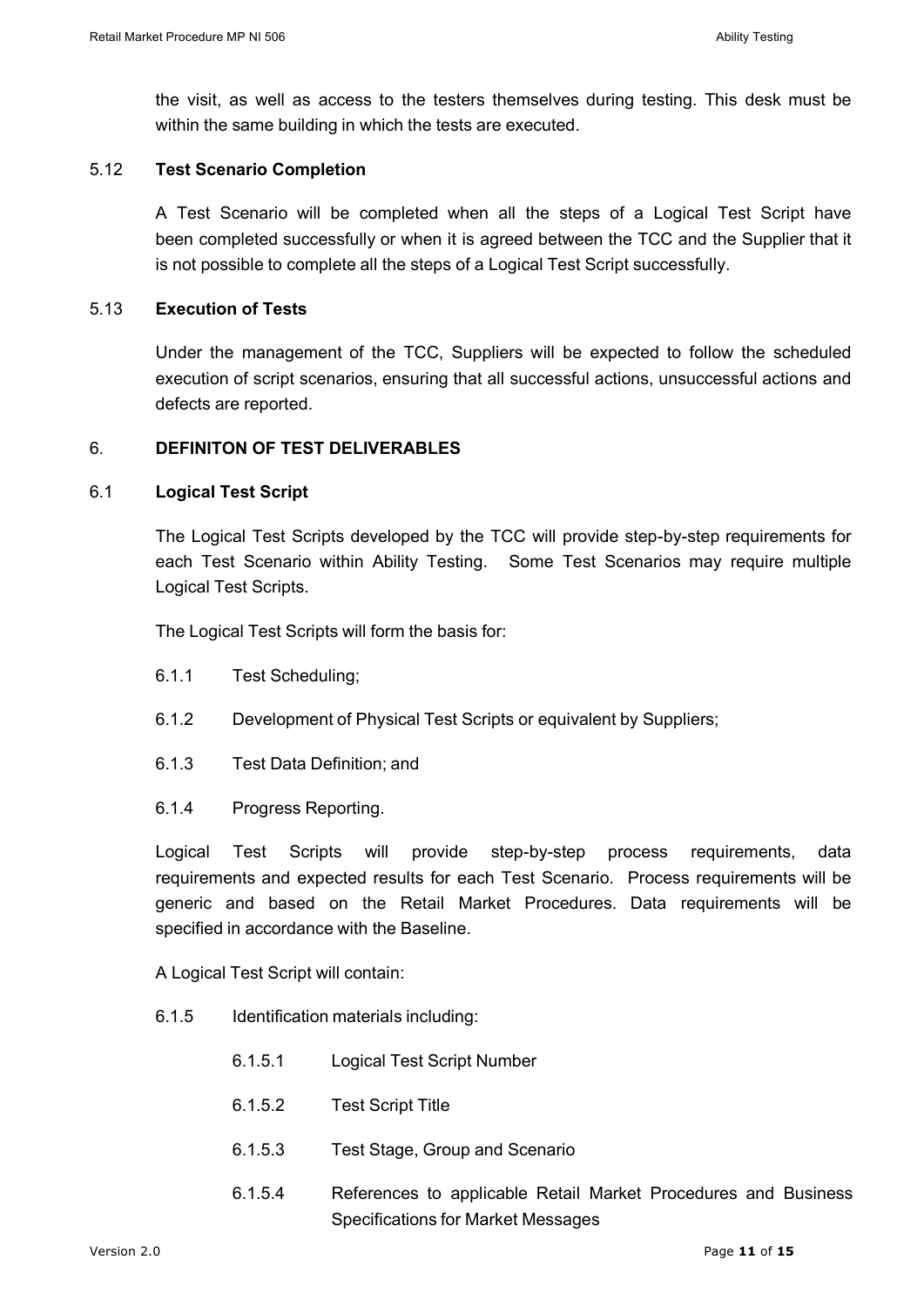the visit, as well as access to the testers themselves during testing. This desk must be within the same building in which the tests are executed.

### 5.12 Test Scenario Completion

A Test Scenario will be completed when all the steps of a Logical Test Script have been completed successfully or when it is agreed between the TCC and the Supplier that it is not possible to complete all the steps of a Logical Test Script successfully.

### 5.13 Execution of Tests

Under the management of the TCC, Suppliers will be expected to follow the scheduled execution of script scenarios, ensuring that all successful actions, unsuccessful actions and defects are reported.

## 6. DEFINITON OF TEST DELIVERABLES

### 6.1 Logical Test Script

The Logical Test Scripts developed by the TCC will provide step-by-step requirements for each Test Scenario within Ability Testing. Some Test Scenarios may require multiple Logical Test Scripts.

The Logical Test Scripts will form the basis for:

6.1.1 Test Scheduling;

6.1.2 Development of Physical Test Scripts or equivalent by Suppliers;

6.1.3 Test Data Definition; and

6.1.4 Progress Reporting.

Logical Test Scripts will provide step-by-step process requirements, data requirements and expected results for each Test Scenario. Process requirements will be generic and based on the Retail Market Procedures. Data requirements will be specified in accordance with the Baseline.

A Logical Test Script will contain:

6.1.5 Identification materials including:

- 6.1.5.1 Logical Test Script Number
- 6.1.5.2 Test Script Title
- 6.1.5.3 Test Stage, Group and Scenario
- 6.1.5.4 References to applicable Retail Market Procedures and Business Specifications for Market Messages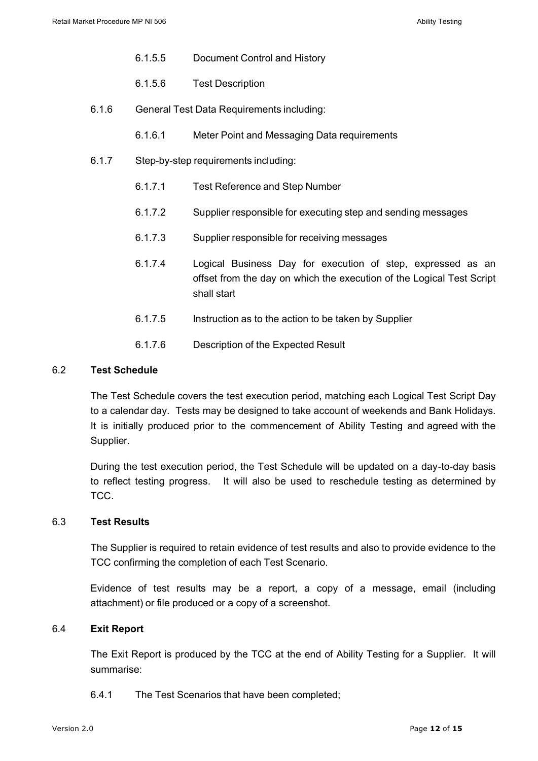6.1.5.5 Document Control and History

6.1.5.6 Test Description

6.1.6 General Test Data Requirements including:

6.1.6.1 Meter Point and Messaging Data requirements

6.1.7 Step-by-step requirements including:

6.1.7.1 Test Reference and Step Number

6.1.7.2 Supplier responsible for executing step and sending messages

6.1.7.3 Supplier responsible for receiving messages

6.1.7.4 Logical Business Day for execution of step, expressed as an offset from the day on which the execution of the Logical Test Script shall start

6.1.7.5 Instruction as to the action to be taken by Supplier

6.1.7.6 Description of the Expected Result

## 6.2 Test Schedule

The Test Schedule covers the test execution period, matching each Logical Test Script Day to a calendar day. Tests may be designed to take account of weekends and Bank Holidays. It is initially produced prior to the commencement of Ability Testing and agreed with the Supplier.

During the test execution period, the Test Schedule will be updated on a day-to-day basis to reflect testing progress. It will also be used to reschedule testing as determined by TCC.

## 6.3 Test Results

The Supplier is required to retain evidence of test results and also to provide evidence to the TCC confirming the completion of each Test Scenario.

Evidence of test results may be a report, a copy of a message, email (including attachment) or file produced or a copy of a screenshot.

## 6.4 Exit Report

The Exit Report is produced by the TCC at the end of Ability Testing for a Supplier. It will summarise:

6.4.1 The Test Scenarios that have been completed;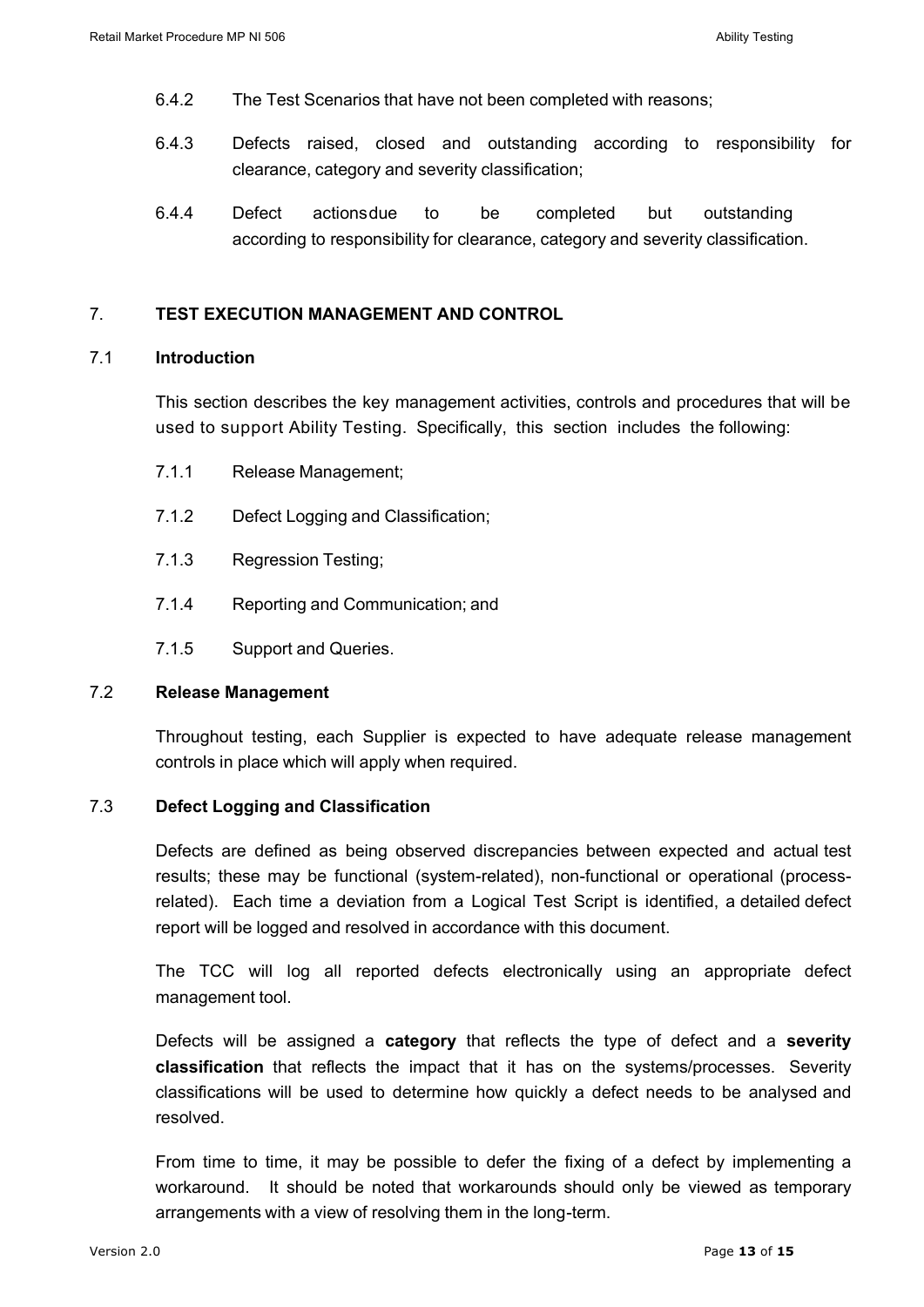6.4.2 The Test Scenarios that have not been completed with reasons;

6.4.3 Defects raised, closed and outstanding according to responsibility for clearance, category and severity classification;

6.4.4 Defect actions due to be completed but outstanding according to responsibility for clearance, category and severity classification.

## 7. TEST EXECUTION MANAGEMENT AND CONTROL

### 7.1 Introduction

This section describes the key management activities, controls and procedures that will be used to support Ability Testing. Specifically, this section includes the following:

7.1.1 Release Management;

7.1.2 Defect Logging and Classification;

7.1.3 Regression Testing;

7.1.4 Reporting and Communication; and

7.1.5 Support and Queries.

### 7.2 Release Management

Throughout testing, each Supplier is expected to have adequate release management controls in place which will apply when required.

### 7.3 Defect Logging and Classification

Defects are defined as being observed discrepancies between expected and actual test results; these may be functional (system-related), non-functional or operational (process-related). Each time a deviation from a Logical Test Script is identified, a detailed defect report will be logged and resolved in accordance with this document.

The TCC will log all reported defects electronically using an appropriate defect management tool.

Defects will be assigned a **category** that reflects the type of defect and a **severity classification** that reflects the impact that it has on the systems/processes. Severity classifications will be used to determine how quickly a defect needs to be analysed and resolved.

From time to time, it may be possible to defer the fixing of a defect by implementing a workaround. It should be noted that workarounds should only be viewed as temporary arrangements with a view of resolving them in the long-term.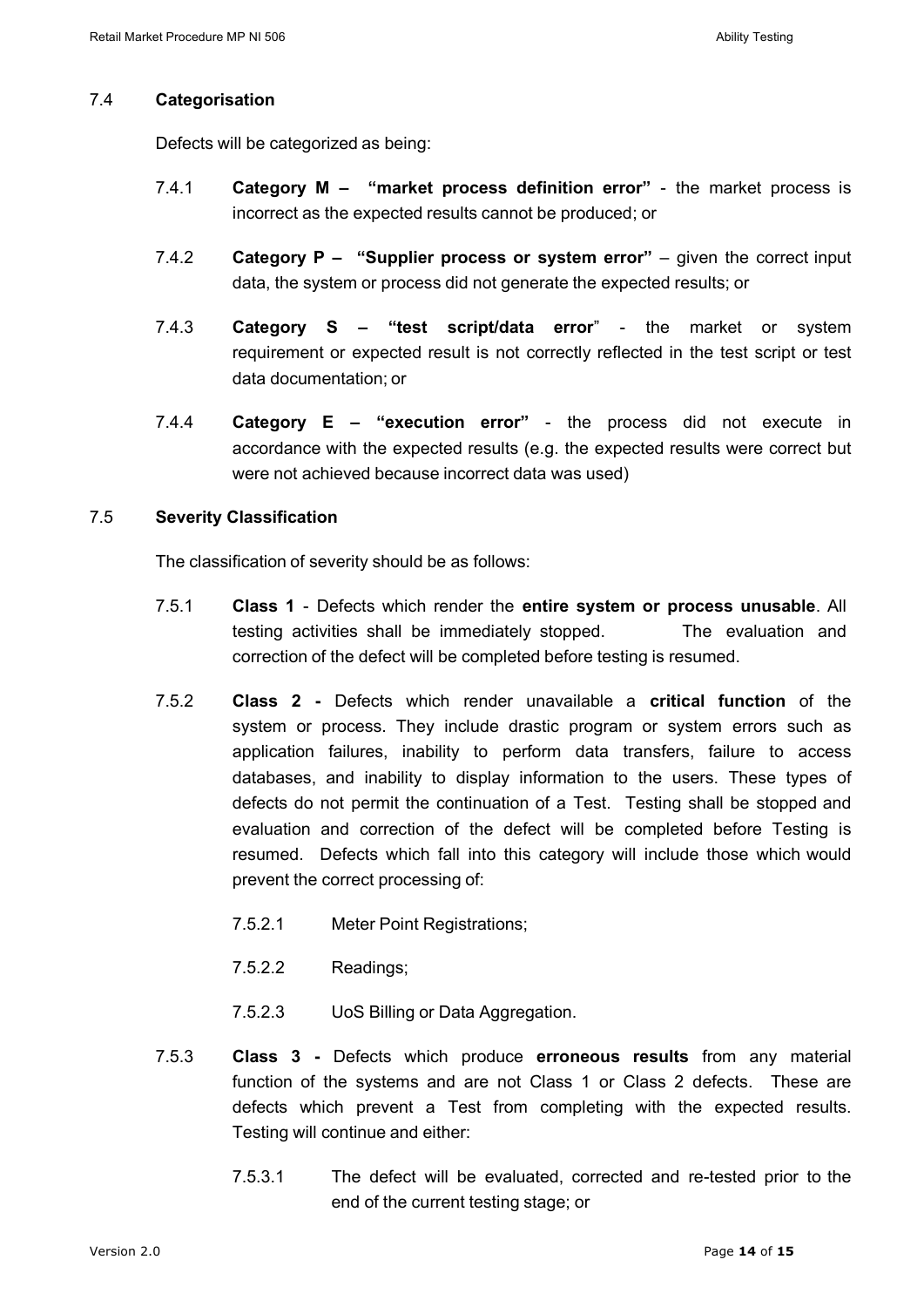### 7.4 Categorisation

Defects will be categorized as being:

7.4.1 **Category M – "market process definition error"** - the market process is incorrect as the expected results cannot be produced; or

7.4.2 **Category P – "Supplier process or system error"** – given the correct input data, the system or process did not generate the expected results; or

7.4.3 **Category S – "test script/data error**" - the market or system requirement or expected result is not correctly reflected in the test script or test data documentation; or

7.4.4 **Category E – "execution error"** - the process did not execute in accordance with the expected results (e.g. the expected results were correct but were not achieved because incorrect data was used)

### 7.5 Severity Classification

The classification of severity should be as follows:

7.5.1 **Class 1** - Defects which render the **entire system or process unusable**. All testing activities shall be immediately stopped. The evaluation and correction of the defect will be completed before testing is resumed.

7.5.2 **Class 2 -** Defects which render unavailable a **critical function** of the system or process. They include drastic program or system errors such as application failures, inability to perform data transfers, failure to access databases, and inability to display information to the users. These types of defects do not permit the continuation of a Test. Testing shall be stopped and evaluation and correction of the defect will be completed before Testing is resumed. Defects which fall into this category will include those which would prevent the correct processing of:

7.5.2.1 Meter Point Registrations;

7.5.2.2 Readings;

7.5.2.3 UoS Billing or Data Aggregation.

7.5.3 **Class 3 -** Defects which produce **erroneous results** from any material function of the systems and are not Class 1 or Class 2 defects. These are defects which prevent a Test from completing with the expected results. Testing will continue and either:

7.5.3.1 The defect will be evaluated, corrected and re-tested prior to the end of the current testing stage; or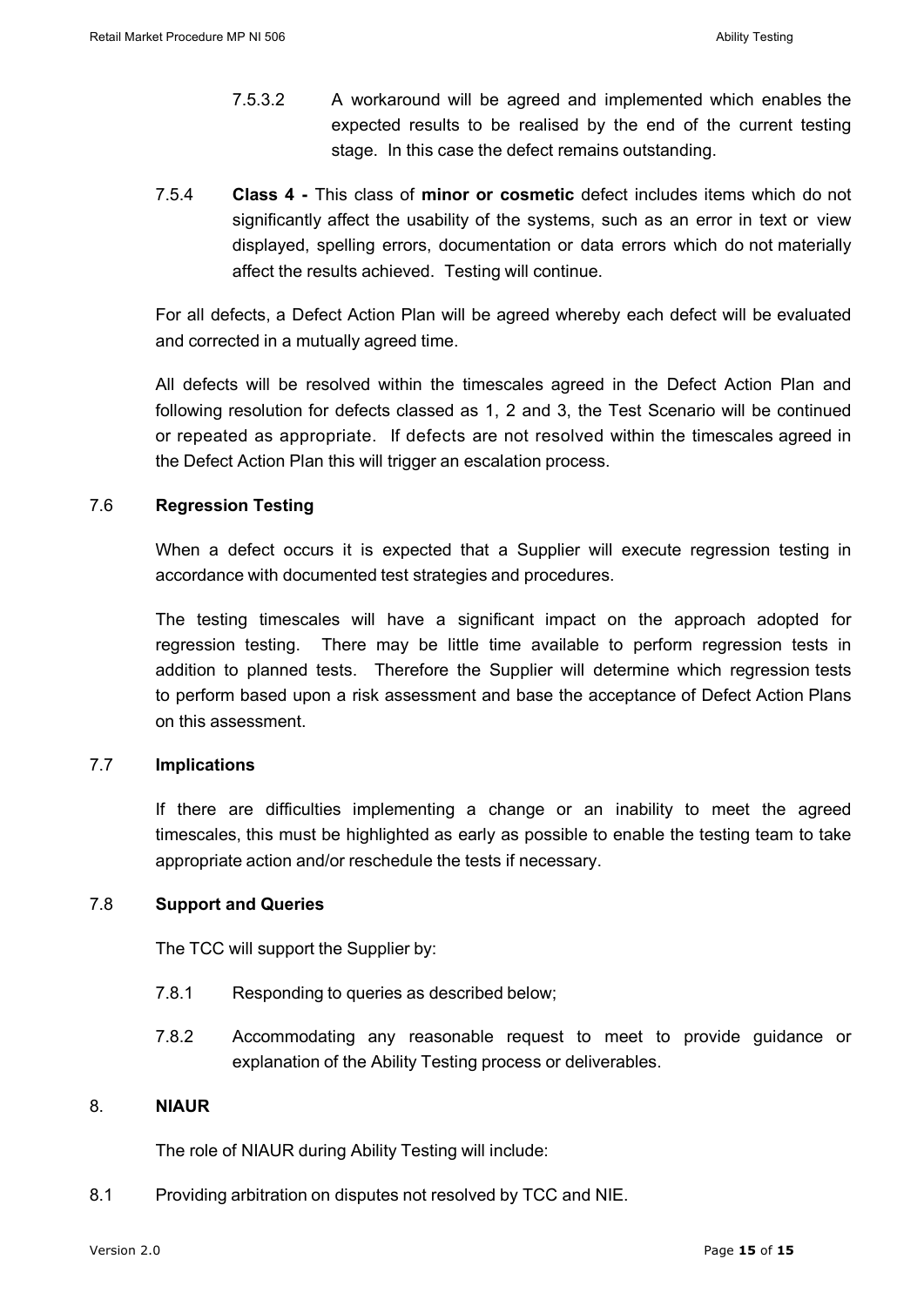7.5.3.2 A workaround will be agreed and implemented which enables the expected results to be realised by the end of the current testing stage. In this case the defect remains outstanding.

7.5.4 **Class 4 -** This class of **minor or cosmetic** defect includes items which do not significantly affect the usability of the systems, such as an error in text or view displayed, spelling errors, documentation or data errors which do not materially affect the results achieved. Testing will continue.

For all defects, a Defect Action Plan will be agreed whereby each defect will be evaluated and corrected in a mutually agreed time.

All defects will be resolved within the timescales agreed in the Defect Action Plan and following resolution for defects classed as 1, 2 and 3, the Test Scenario will be continued or repeated as appropriate. If defects are not resolved within the timescales agreed in the Defect Action Plan this will trigger an escalation process.

## 7.6 Regression Testing

When a defect occurs it is expected that a Supplier will execute regression testing in accordance with documented test strategies and procedures.

The testing timescales will have a significant impact on the approach adopted for regression testing. There may be little time available to perform regression tests in addition to planned tests. Therefore the Supplier will determine which regression tests to perform based upon a risk assessment and base the acceptance of Defect Action Plans on this assessment.

## 7.7 Implications

If there are difficulties implementing a change or an inability to meet the agreed timescales, this must be highlighted as early as possible to enable the testing team to take appropriate action and/or reschedule the tests if necessary.

## 7.8 Support and Queries

The TCC will support the Supplier by:

7.8.1 Responding to queries as described below;

7.8.2 Accommodating any reasonable request to meet to provide guidance or explanation of the Ability Testing process or deliverables.

# 8. NIAUR

The role of NIAUR during Ability Testing will include:

8.1 Providing arbitration on disputes not resolved by TCC and NIE.